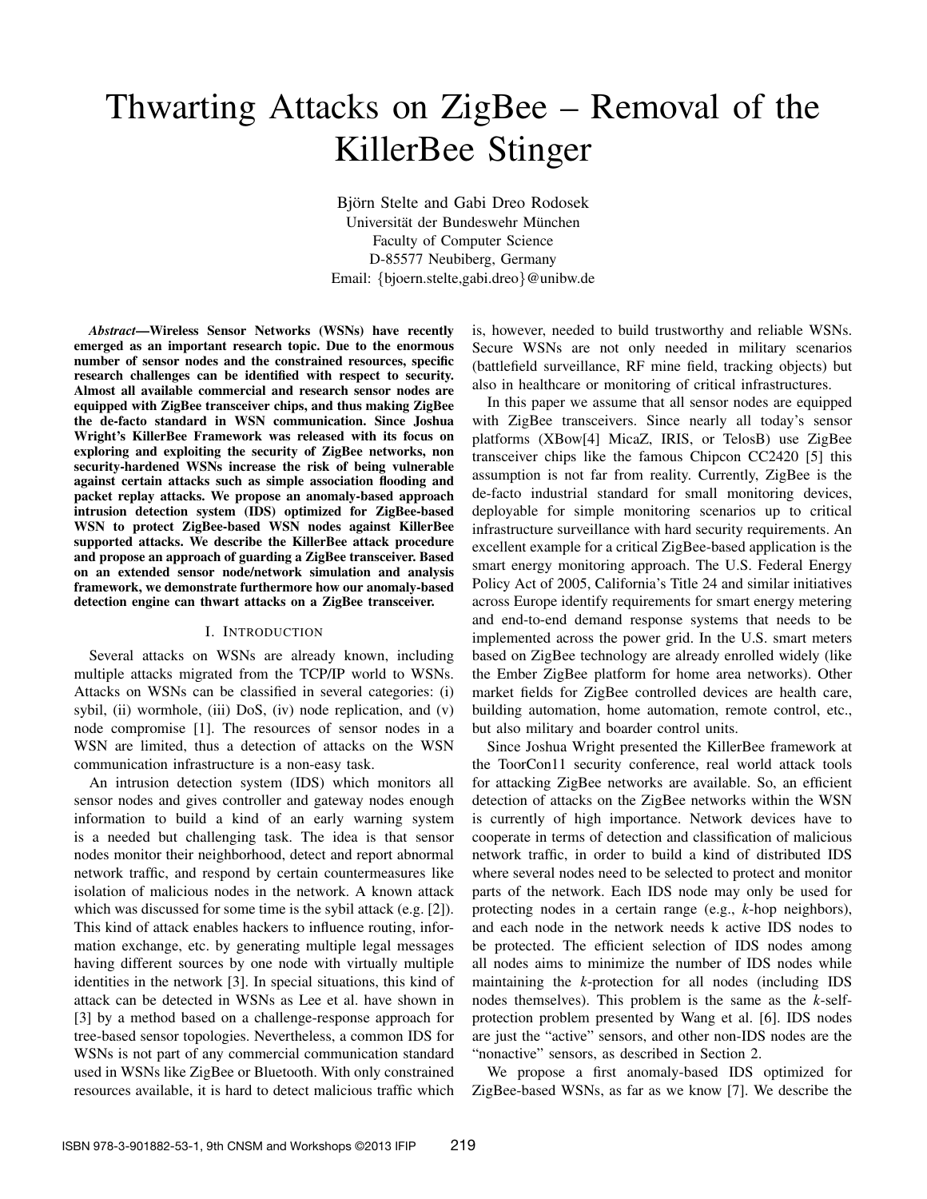# Thwarting Attacks on ZigBee – Removal of the KillerBee Stinger

Björn Stelte and Gabi Dreo Rodosek
Universität der Bundeswehr München
Faculty of Computer Science
D-85577 Neubiberg, Germany
Email: {bjoern.stelte,gabi.dreo}@unibw.de

***Abstract*—Wireless Sensor Networks (WSNs) have recently emerged as an important research topic. Due to the enormous number of sensor nodes and the constrained resources, specific research challenges can be identified with respect to security. Almost all available commercial and research sensor nodes are equipped with ZigBee transceiver chips, and thus making ZigBee the de-facto standard in WSN communication. Since Joshua Wright's KillerBee Framework was released with its focus on exploring and exploiting the security of ZigBee networks, non security-hardened WSNs increase the risk of being vulnerable against certain attacks such as simple association flooding and packet replay attacks. We propose an anomaly-based approach intrusion detection system (IDS) optimized for ZigBee-based WSN to protect ZigBee-based WSN nodes against KillerBee supported attacks. We describe the KillerBee attack procedure and propose an approach of guarding a ZigBee transceiver. Based on an extended sensor node/network simulation and analysis framework, we demonstrate furthermore how our anomaly-based detection engine can thwart attacks on a ZigBee transceiver.**

## I. Introduction

Several attacks on WSNs are already known, including multiple attacks migrated from the TCP/IP world to WSNs. Attacks on WSNs can be classified in several categories: (i) sybil, (ii) wormhole, (iii) DoS, (iv) node replication, and (v) node compromise [1]. The resources of sensor nodes in a WSN are limited, thus a detection of attacks on the WSN communication infrastructure is a non-easy task.

An intrusion detection system (IDS) which monitors all sensor nodes and gives controller and gateway nodes enough information to build a kind of an early warning system is a needed but challenging task. The idea is that sensor nodes monitor their neighborhood, detect and report abnormal network traffic, and respond by certain countermeasures like isolation of malicious nodes in the network. A known attack which was discussed for some time is the sybil attack (e.g. [2]). This kind of attack enables hackers to influence routing, information exchange, etc. by generating multiple legal messages having different sources by one node with virtually multiple identities in the network [3]. In special situations, this kind of attack can be detected in WSNs as Lee et al. have shown in [3] by a method based on a challenge-response approach for tree-based sensor topologies. Nevertheless, a common IDS for WSNs is not part of any commercial communication standard used in WSNs like ZigBee or Bluetooth. With only constrained resources available, it is hard to detect malicious traffic which is, however, needed to build trustworthy and reliable WSNs. Secure WSNs are not only needed in military scenarios (battlefield surveillance, RF mine field, tracking objects) but also in healthcare or monitoring of critical infrastructures.

In this paper we assume that all sensor nodes are equipped with ZigBee transceivers. Since nearly all today's sensor platforms (XBow[4] MicaZ, IRIS, or TelosB) use ZigBee transceiver chips like the famous Chipcon CC2420 [5] this assumption is not far from reality. Currently, ZigBee is the de-facto industrial standard for small monitoring devices, deployable for simple monitoring scenarios up to critical infrastructure surveillance with hard security requirements. An excellent example for a critical ZigBee-based application is the smart energy monitoring approach. The U.S. Federal Energy Policy Act of 2005, California's Title 24 and similar initiatives across Europe identify requirements for smart energy metering and end-to-end demand response systems that needs to be implemented across the power grid. In the U.S. smart meters based on ZigBee technology are already enrolled widely (like the Ember ZigBee platform for home area networks). Other market fields for ZigBee controlled devices are health care, building automation, home automation, remote control, etc., but also military and boarder control units.

Since Joshua Wright presented the KillerBee framework at the ToorCon11 security conference, real world attack tools for attacking ZigBee networks are available. So, an efficient detection of attacks on the ZigBee networks within the WSN is currently of high importance. Network devices have to cooperate in terms of detection and classification of malicious network traffic, in order to build a kind of distributed IDS where several nodes need to be selected to protect and monitor parts of the network. Each IDS node may only be used for protecting nodes in a certain range (e.g., *k*-hop neighbors), and each node in the network needs k active IDS nodes to be protected. The efficient selection of IDS nodes among all nodes aims to minimize the number of IDS nodes while maintaining the *k*-protection for all nodes (including IDS nodes themselves). This problem is the same as the *k*-self-protection problem presented by Wang et al. [6]. IDS nodes are just the "active" sensors, and other non-IDS nodes are the "nonactive" sensors, as described in Section 2.

We propose a first anomaly-based IDS optimized for ZigBee-based WSNs, as far as we know [7]. We describe the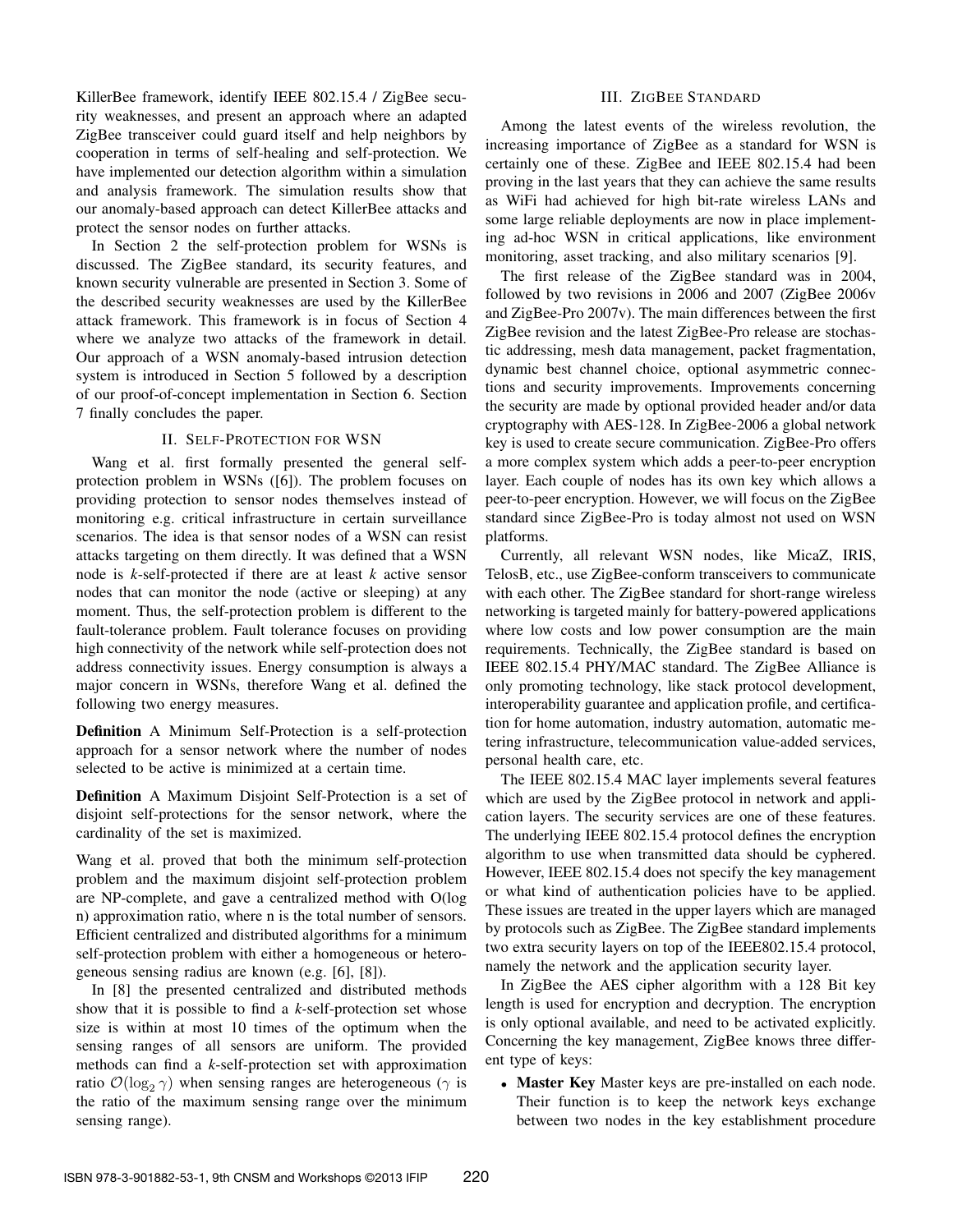KillerBee framework, identify IEEE 802.15.4 / ZigBee security weaknesses, and present an approach where an adapted ZigBee transceiver could guard itself and help neighbors by cooperation in terms of self-healing and self-protection. We have implemented our detection algorithm within a simulation and analysis framework. The simulation results show that our anomaly-based approach can detect KillerBee attacks and protect the sensor nodes on further attacks.

In Section 2 the self-protection problem for WSNs is discussed. The ZigBee standard, its security features, and known security vulnerable are presented in Section 3. Some of the described security weaknesses are used by the KillerBee attack framework. This framework is in focus of Section 4 where we analyze two attacks of the framework in detail. Our approach of a WSN anomaly-based intrusion detection system is introduced in Section 5 followed by a description of our proof-of-concept implementation in Section 6. Section 7 finally concludes the paper.

## II. Self-Protection for WSN

Wang et al. first formally presented the general self-protection problem in WSNs ([6]). The problem focuses on providing protection to sensor nodes themselves instead of monitoring e.g. critical infrastructure in certain surveillance scenarios. The idea is that sensor nodes of a WSN can resist attacks targeting on them directly. It was defined that a WSN node is *k*-self-protected if there are at least *k* active sensor nodes that can monitor the node (active or sleeping) at any moment. Thus, the self-protection problem is different to the fault-tolerance problem. Fault tolerance focuses on providing high connectivity of the network while self-protection does not address connectivity issues. Energy consumption is always a major concern in WSNs, therefore Wang et al. defined the following two energy measures.

**Definition** A Minimum Self-Protection is a self-protection approach for a sensor network where the number of nodes selected to be active is minimized at a certain time.

**Definition** A Maximum Disjoint Self-Protection is a set of disjoint self-protections for the sensor network, where the cardinality of the set is maximized.

Wang et al. proved that both the minimum self-protection problem and the maximum disjoint self-protection problem are NP-complete, and gave a centralized method with O(log n) approximation ratio, where n is the total number of sensors. Efficient centralized and distributed algorithms for a minimum self-protection problem with either a homogeneous or heterogeneous sensing radius are known (e.g. [6], [8]).

In [8] the presented centralized and distributed methods show that it is possible to find a *k*-self-protection set whose size is within at most 10 times of the optimum when the sensing ranges of all sensors are uniform. The provided methods can find a *k*-self-protection set with approximation ratio $\mathcal{O}(\log_2 \gamma)$ when sensing ranges are heterogeneous ($\gamma$ is the ratio of the maximum sensing range over the minimum sensing range).

## III. ZigBee Standard

Among the latest events of the wireless revolution, the increasing importance of ZigBee as a standard for WSN is certainly one of these. ZigBee and IEEE 802.15.4 had been proving in the last years that they can achieve the same results as WiFi had achieved for high bit-rate wireless LANs and some large reliable deployments are now in place implementing ad-hoc WSN in critical applications, like environment monitoring, asset tracking, and also military scenarios [9].

The first release of the ZigBee standard was in 2004, followed by two revisions in 2006 and 2007 (ZigBee 2006v and ZigBee-Pro 2007v). The main differences between the first ZigBee revision and the latest ZigBee-Pro release are stochastic addressing, mesh data management, packet fragmentation, dynamic best channel choice, optional asymmetric connections and security improvements. Improvements concerning the security are made by optional provided header and/or data cryptography with AES-128. In ZigBee-2006 a global network key is used to create secure communication. ZigBee-Pro offers a more complex system which adds a peer-to-peer encryption layer. Each couple of nodes has its own key which allows a peer-to-peer encryption. However, we will focus on the ZigBee standard since ZigBee-Pro is today almost not used on WSN platforms.

Currently, all relevant WSN nodes, like MicaZ, IRIS, TelosB, etc., use ZigBee-conform transceivers to communicate with each other. The ZigBee standard for short-range wireless networking is targeted mainly for battery-powered applications where low costs and low power consumption are the main requirements. Technically, the ZigBee standard is based on IEEE 802.15.4 PHY/MAC standard. The ZigBee Alliance is only promoting technology, like stack protocol development, interoperability guarantee and application profile, and certification for home automation, industry automation, automatic metering infrastructure, telecommunication value-added services, personal health care, etc.

The IEEE 802.15.4 MAC layer implements several features which are used by the ZigBee protocol in network and application layers. The security services are one of these features. The underlying IEEE 802.15.4 protocol defines the encryption algorithm to use when transmitted data should be cyphered. However, IEEE 802.15.4 does not specify the key management or what kind of authentication policies have to be applied. These issues are treated in the upper layers which are managed by protocols such as ZigBee. The ZigBee standard implements two extra security layers on top of the IEEE802.15.4 protocol, namely the network and the application security layer.

In ZigBee the AES cipher algorithm with a 128 Bit key length is used for encryption and decryption. The encryption is only optional available, and need to be activated explicitly. Concerning the key management, ZigBee knows three different type of keys:

- **Master Key** Master keys are pre-installed on each node. Their function is to keep the network keys exchange between two nodes in the key establishment procedure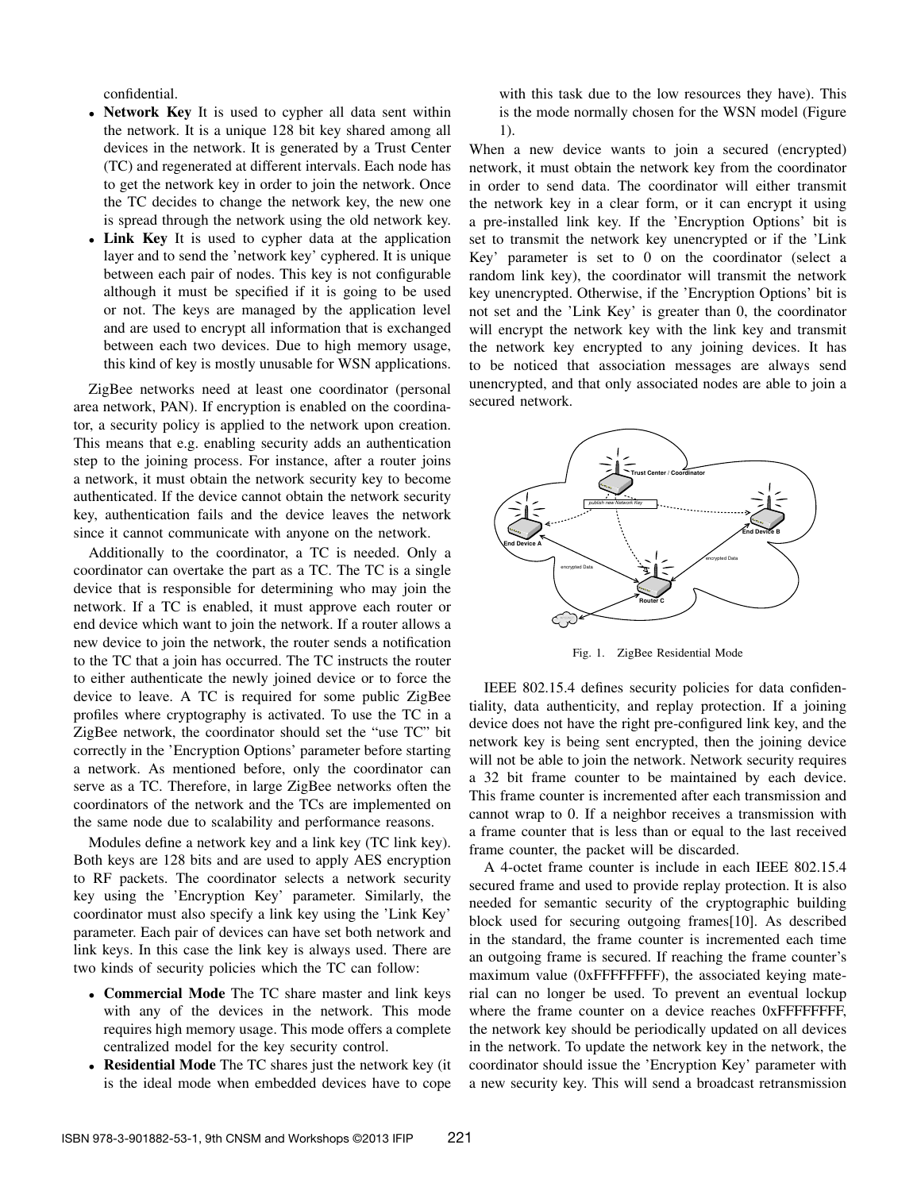confidential.

- **Network Key** It is used to cypher all data sent within the network. It is a unique 128 bit key shared among all devices in the network. It is generated by a Trust Center (TC) and regenerated at different intervals. Each node has to get the network key in order to join the network. Once the TC decides to change the network key, the new one is spread through the network using the old network key.
- **Link Key** It is used to cypher data at the application layer and to send the 'network key' cyphered. It is unique between each pair of nodes. This key is not configurable although it must be specified if it is going to be used or not. The keys are managed by the application level and are used to encrypt all information that is exchanged between each two devices. Due to high memory usage, this kind of key is mostly unusable for WSN applications.

ZigBee networks need at least one coordinator (personal area network, PAN). If encryption is enabled on the coordinator, a security policy is applied to the network upon creation. This means that e.g. enabling security adds an authentication step to the joining process. For instance, after a router joins a network, it must obtain the network security key to become authenticated. If the device cannot obtain the network security key, authentication fails and the device leaves the network since it cannot communicate with anyone on the network.

Additionally to the coordinator, a TC is needed. Only a coordinator can overtake the part as a TC. The TC is a single device that is responsible for determining who may join the network. If a TC is enabled, it must approve each router or end device which want to join the network. If a router allows a new device to join the network, the router sends a notification to the TC that a join has occurred. The TC instructs the router to either authenticate the newly joined device or to force the device to leave. A TC is required for some public ZigBee profiles where cryptography is activated. To use the TC in a ZigBee network, the coordinator should set the "use TC" bit correctly in the 'Encryption Options' parameter before starting a network. As mentioned before, only the coordinator can serve as a TC. Therefore, in large ZigBee networks often the coordinators of the network and the TCs are implemented on the same node due to scalability and performance reasons.

Modules define a network key and a link key (TC link key). Both keys are 128 bits and are used to apply AES encryption to RF packets. The coordinator selects a network security key using the 'Encryption Key' parameter. Similarly, the coordinator must also specify a link key using the 'Link Key' parameter. Each pair of devices can have set both network and link keys. In this case the link key is always used. There are two kinds of security policies which the TC can follow:

- **Commercial Mode** The TC share master and link keys with any of the devices in the network. This mode requires high memory usage. This mode offers a complete centralized model for the key security control.
- **Residential Mode** The TC shares just the network key (it is the ideal mode when embedded devices have to cope with this task due to the low resources they have). This is the mode normally chosen for the WSN model (Figure 1).

When a new device wants to join a secured (encrypted) network, it must obtain the network key from the coordinator in order to send data. The coordinator will either transmit the network key in a clear form, or it can encrypt it using a pre-installed link key. If the 'Encryption Options' bit is set to transmit the network key unencrypted or if the 'Link Key' parameter is set to 0 on the coordinator (select a random link key), the coordinator will transmit the network key unencrypted. Otherwise, if the 'Encryption Options' bit is not set and the 'Link Key' is greater than 0, the coordinator will encrypt the network key with the link key and transmit the network key encrypted to any joining devices. It has to be noticed that association messages are always send unencrypted, and that only associated nodes are able to join a secured network.

Trust Center / Coordinator
publish new Network Key
End Device A
End Device B
encrypted Data
encrypted Data
Router C

Fig. 1. ZigBee Residential Mode

IEEE 802.15.4 defines security policies for data confidentiality, data authenticity, and replay protection. If a joining device does not have the right pre-configured link key, and the network key is being sent encrypted, then the joining device will not be able to join the network. Network security requires a 32 bit frame counter to be maintained by each device. This frame counter is incremented after each transmission and cannot wrap to 0. If a neighbor receives a transmission with a frame counter that is less than or equal to the last received frame counter, the packet will be discarded.

A 4-octet frame counter is include in each IEEE 802.15.4 secured frame and used to provide replay protection. It is also needed for semantic security of the cryptographic building block used for securing outgoing frames[10]. As described in the standard, the frame counter is incremented each time an outgoing frame is secured. If reaching the frame counter's maximum value (0xFFFFFFFF), the associated keying material can no longer be used. To prevent an eventual lockup where the frame counter on a device reaches 0xFFFFFFFF, the network key should be periodically updated on all devices in the network. To update the network key in the network, the coordinator should issue the 'Encryption Key' parameter with a new security key. This will send a broadcast retransmission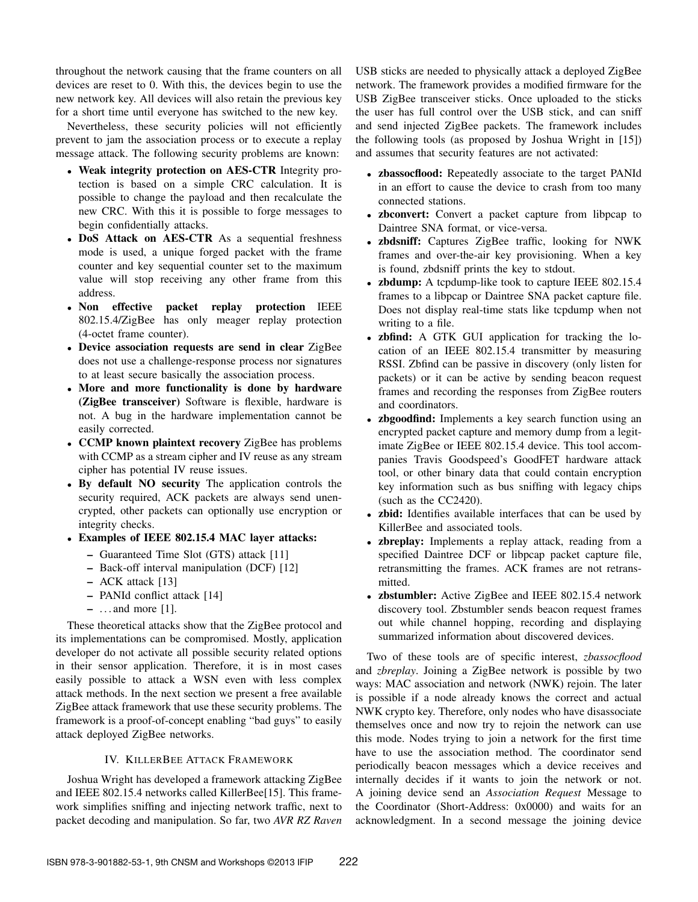throughout the network causing that the frame counters on all devices are reset to 0. With this, the devices begin to use the new network key. All devices will also retain the previous key for a short time until everyone has switched to the new key.

Nevertheless, these security policies will not efficiently prevent to jam the association process or to execute a replay message attack. The following security problems are known:

- **Weak integrity protection on AES-CTR** Integrity protection is based on a simple CRC calculation. It is possible to change the payload and then recalculate the new CRC. With this it is possible to forge messages to begin confidentially attacks.
- **DoS Attack on AES-CTR** As a sequential freshness mode is used, a unique forged packet with the frame counter and key sequential counter set to the maximum value will stop receiving any other frame from this address.
- **Non effective packet replay protection** IEEE 802.15.4/ZigBee has only meager replay protection (4-octet frame counter).
- **Device association requests are send in clear** ZigBee does not use a challenge-response process nor signatures to at least secure basically the association process.
- **More and more functionality is done by hardware (ZigBee transceiver)** Software is flexible, hardware is not. A bug in the hardware implementation cannot be easily corrected.
- **CCMP known plaintext recovery** ZigBee has problems with CCMP as a stream cipher and IV reuse as any stream cipher has potential IV reuse issues.
- **By default NO security** The application controls the security required, ACK packets are always send unencrypted, other packets can optionally use encryption or integrity checks.
- **Examples of IEEE 802.15.4 MAC layer attacks:**
  - Guaranteed Time Slot (GTS) attack [11]
  - Back-off interval manipulation (DCF) [12]
  - ACK attack [13]
  - PANId conflict attack [14]
  - ...and more [1].

These theoretical attacks show that the ZigBee protocol and its implementations can be compromised. Mostly, application developer do not activate all possible security related options in their sensor application. Therefore, it is in most cases easily possible to attack a WSN even with less complex attack methods. In the next section we present a free available ZigBee attack framework that use these security problems. The framework is a proof-of-concept enabling "bad guys" to easily attack deployed ZigBee networks.

## IV. KillerBee Attack Framework

Joshua Wright has developed a framework attacking ZigBee and IEEE 802.15.4 networks called KillerBee[15]. This framework simplifies sniffing and injecting network traffic, next to packet decoding and manipulation. So far, two *AVR RZ Raven* USB sticks are needed to physically attack a deployed ZigBee network. The framework provides a modified firmware for the USB ZigBee transceiver sticks. Once uploaded to the sticks the user has full control over the USB stick, and can sniff and send injected ZigBee packets. The framework includes the following tools (as proposed by Joshua Wright in [15]) and assumes that security features are not activated:

- **zbassocflood:** Repeatedly associate to the target PANId in an effort to cause the device to crash from too many connected stations.
- **zbconvert:** Convert a packet capture from libpcap to Daintree SNA format, or vice-versa.
- **zbdsniff:** Captures ZigBee traffic, looking for NWK frames and over-the-air key provisioning. When a key is found, zbdsniff prints the key to stdout.
- **zbdump:** A tcpdump-like took to capture IEEE 802.15.4 frames to a libpcap or Daintree SNA packet capture file. Does not display real-time stats like tcpdump when not writing to a file.
- **zbfind:** A GTK GUI application for tracking the location of an IEEE 802.15.4 transmitter by measuring RSSI. Zbfind can be passive in discovery (only listen for packets) or it can be active by sending beacon request frames and recording the responses from ZigBee routers and coordinators.
- **zbgoodfind:** Implements a key search function using an encrypted packet capture and memory dump from a legitimate ZigBee or IEEE 802.15.4 device. This tool accompanies Travis Goodspeed's GoodFET hardware attack tool, or other binary data that could contain encryption key information such as bus sniffing with legacy chips (such as the CC2420).
- **zbid:** Identifies available interfaces that can be used by KillerBee and associated tools.
- **zbreplay:** Implements a replay attack, reading from a specified Daintree DCF or libpcap packet capture file, retransmitting the frames. ACK frames are not retransmitted.
- **zbstumbler:** Active ZigBee and IEEE 802.15.4 network discovery tool. Zbstumbler sends beacon request frames out while channel hopping, recording and displaying summarized information about discovered devices.

Two of these tools are of specific interest, *zbassocflood* and *zbreplay*. Joining a ZigBee network is possible by two ways: MAC association and network (NWK) rejoin. The later is possible if a node already knows the correct and actual NWK crypto key. Therefore, only nodes who have disassociate themselves once and now try to rejoin the network can use this mode. Nodes trying to join a network for the first time have to use the association method. The coordinator send periodically beacon messages which a device receives and internally decides if it wants to join the network or not. A joining device send an *Association Request* Message to the Coordinator (Short-Address: 0x0000) and waits for an acknowledgment. In a second message the joining device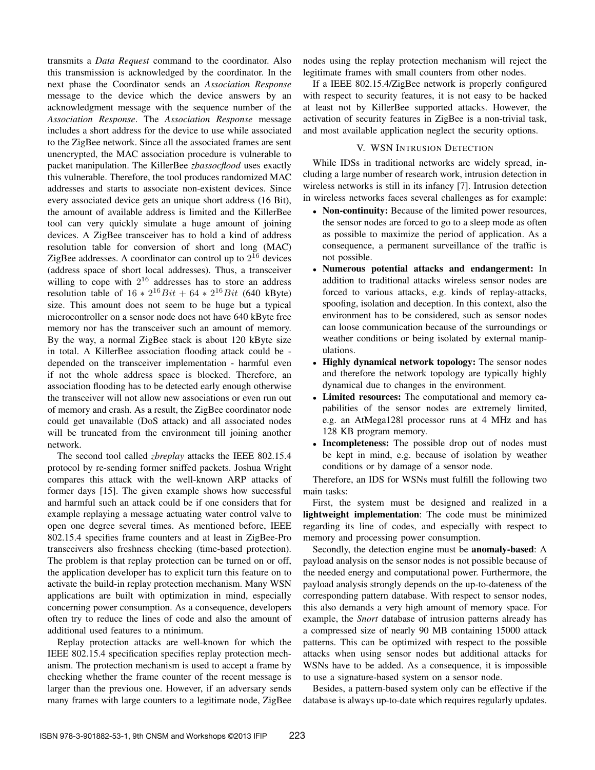transmits a *Data Request* command to the coordinator. Also this transmission is acknowledged by the coordinator. In the next phase the Coordinator sends an *Association Response* message to the device which the device answers by an acknowledgment message with the sequence number of the *Association Response*. The *Association Response* message includes a short address for the device to use while associated to the ZigBee network. Since all the associated frames are sent unencrypted, the MAC association procedure is vulnerable to packet manipulation. The KillerBee *zbassocflood* uses exactly this vulnerable. Therefore, the tool produces randomized MAC addresses and starts to associate non-existent devices. Since every associated device gets an unique short address (16 Bit), the amount of available address is limited and the KillerBee tool can very quickly simulate a huge amount of joining devices. A ZigBee transceiver has to hold a kind of address resolution table for conversion of short and long (MAC) ZigBee addresses. A coordinator can control up to $2^{16}$ devices (address space of short local addresses). Thus, a transceiver willing to cope with $2^{16}$ addresses has to store an address resolution table of $16 * 2^{16} Bit + 64 * 2^{16} Bit$ (640 kByte) size. This amount does not seem to be huge but a typical microcontroller on a sensor node does not have 640 kByte free memory nor has the transceiver such an amount of memory. By the way, a normal ZigBee stack is about 120 kByte size in total. A KillerBee association flooding attack could be - depended on the transceiver implementation - harmful even if not the whole address space is blocked. Therefore, an association flooding has to be detected early enough otherwise the transceiver will not allow new associations or even run out of memory and crash. As a result, the ZigBee coordinator node could get unavailable (DoS attack) and all associated nodes will be truncated from the environment till joining another network.

The second tool called *zbreplay* attacks the IEEE 802.15.4 protocol by re-sending former sniffed packets. Joshua Wright compares this attack with the well-known ARP attacks of former days [15]. The given example shows how successful and harmful such an attack could be if one considers that for example replaying a message actuating water control valve to open one degree several times. As mentioned before, IEEE 802.15.4 specifies frame counters and at least in ZigBee-Pro transceivers also freshness checking (time-based protection). The problem is that replay protection can be turned on or off, the application developer has to explicit turn this feature on to activate the build-in replay protection mechanism. Many WSN applications are built with optimization in mind, especially concerning power consumption. As a consequence, developers often try to reduce the lines of code and also the amount of additional used features to a minimum.

Replay protection attacks are well-known for which the IEEE 802.15.4 specification specifies replay protection mechanism. The protection mechanism is used to accept a frame by checking whether the frame counter of the recent message is larger than the previous one. However, if an adversary sends many frames with large counters to a legitimate node, ZigBee nodes using the replay protection mechanism will reject the legitimate frames with small counters from other nodes.

If a IEEE 802.15.4/ZigBee network is properly configured with respect to security features, it is not easy to be hacked at least not by KillerBee supported attacks. However, the activation of security features in ZigBee is a non-trivial task, and most available application neglect the security options.

## V. WSN Intrusion Detection

While IDSs in traditional networks are widely spread, including a large number of research work, intrusion detection in wireless networks is still in its infancy [7]. Intrusion detection in wireless networks faces several challenges as for example:

- **Non-continuity:** Because of the limited power resources, the sensor nodes are forced to go to a sleep mode as often as possible to maximize the period of application. As a consequence, a permanent surveillance of the traffic is not possible.
- **Numerous potential attacks and endangerment:** In addition to traditional attacks wireless sensor nodes are forced to various attacks, e.g. kinds of replay-attacks, spoofing, isolation and deception. In this context, also the environment has to be considered, such as sensor nodes can loose communication because of the surroundings or weather conditions or being isolated by external manipulations.
- **Highly dynamical network topology:** The sensor nodes and therefore the network topology are typically highly dynamical due to changes in the environment.
- **Limited resources:** The computational and memory capabilities of the sensor nodes are extremely limited, e.g. an AtMega128l processor runs at 4 MHz and has 128 KB program memory.
- **Incompleteness:** The possible drop out of nodes must be kept in mind, e.g. because of isolation by weather conditions or by damage of a sensor node.

Therefore, an IDS for WSNs must fulfill the following two main tasks:

First, the system must be designed and realized in a **lightweight implementation**: The code must be minimized regarding its line of codes, and especially with respect to memory and processing power consumption.

Secondly, the detection engine must be **anomaly-based**: A payload analysis on the sensor nodes is not possible because of the needed energy and computational power. Furthermore, the payload analysis strongly depends on the up-to-dateness of the corresponding pattern database. With respect to sensor nodes, this also demands a very high amount of memory space. For example, the *Snort* database of intrusion patterns already has a compressed size of nearly 90 MB containing 15000 attack patterns. This can be optimized with respect to the possible attacks when using sensor nodes but additional attacks for WSNs have to be added. As a consequence, it is impossible to use a signature-based system on a sensor node.

Besides, a pattern-based system only can be effective if the database is always up-to-date which requires regularly updates.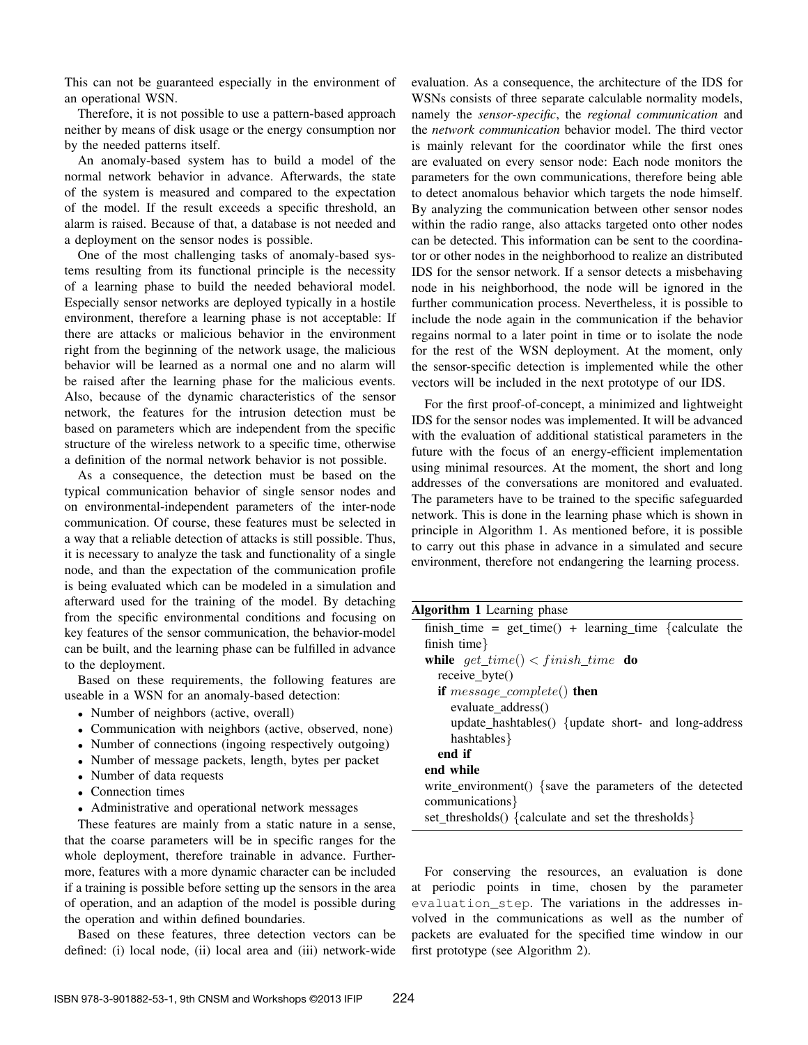This can not be guaranteed especially in the environment of an operational WSN.

Therefore, it is not possible to use a pattern-based approach neither by means of disk usage or the energy consumption nor by the needed patterns itself.

An anomaly-based system has to build a model of the normal network behavior in advance. Afterwards, the state of the system is measured and compared to the expectation of the model. If the result exceeds a specific threshold, an alarm is raised. Because of that, a database is not needed and a deployment on the sensor nodes is possible.

One of the most challenging tasks of anomaly-based systems resulting from its functional principle is the necessity of a learning phase to build the needed behavioral model. Especially sensor networks are deployed typically in a hostile environment, therefore a learning phase is not acceptable: If there are attacks or malicious behavior in the environment right from the beginning of the network usage, the malicious behavior will be learned as a normal one and no alarm will be raised after the learning phase for the malicious events. Also, because of the dynamic characteristics of the sensor network, the features for the intrusion detection must be based on parameters which are independent from the specific structure of the wireless network to a specific time, otherwise a definition of the normal network behavior is not possible.

As a consequence, the detection must be based on the typical communication behavior of single sensor nodes and on environmental-independent parameters of the inter-node communication. Of course, these features must be selected in a way that a reliable detection of attacks is still possible. Thus, it is necessary to analyze the task and functionality of a single node, and than the expectation of the communication profile is being evaluated which can be modeled in a simulation and afterward used for the training of the model. By detaching from the specific environmental conditions and focusing on key features of the sensor communication, the behavior-model can be built, and the learning phase can be fulfilled in advance to the deployment.

Based on these requirements, the following features are useable in a WSN for an anomaly-based detection:

- Number of neighbors (active, overall)
- Communication with neighbors (active, observed, none)
- Number of connections (ingoing respectively outgoing)
- Number of message packets, length, bytes per packet
- Number of data requests
- Connection times
- Administrative and operational network messages

These features are mainly from a static nature in a sense, that the coarse parameters will be in specific ranges for the whole deployment, therefore trainable in advance. Furthermore, features with a more dynamic character can be included if a training is possible before setting up the sensors in the area of operation, and an adaption of the model is possible during the operation and within defined boundaries.

Based on these features, three detection vectors can be defined: (i) local node, (ii) local area and (iii) network-wide evaluation. As a consequence, the architecture of the IDS for WSNs consists of three separate calculable normality models, namely the *sensor-specific*, the *regional communication* and the *network communication* behavior model. The third vector is mainly relevant for the coordinator while the first ones are evaluated on every sensor node: Each node monitors the parameters for the own communications, therefore being able to detect anomalous behavior which targets the node himself. By analyzing the communication between other sensor nodes within the radio range, also attacks targeted onto other nodes can be detected. This information can be sent to the coordinator or other nodes in the neighborhood to realize an distributed IDS for the sensor network. If a sensor detects a misbehaving node in his neighborhood, the node will be ignored in the further communication process. Nevertheless, it is possible to include the node again in the communication if the behavior regains normal to a later point in time or to isolate the node for the rest of the WSN deployment. At the moment, only the sensor-specific detection is implemented while the other vectors will be included in the next prototype of our IDS.

For the first proof-of-concept, a minimized and lightweight IDS for the sensor nodes was implemented. It will be advanced with the evaluation of additional statistical parameters in the future with the focus of an energy-efficient implementation using minimal resources. At the moment, the short and long addresses of the conversations are monitored and evaluated. The parameters have to be trained to the specific safeguarded network. This is done in the learning phase which is shown in principle in Algorithm 1. As mentioned before, it is possible to carry out this phase in advance in a simulated and secure environment, therefore not endangering the learning process.

**Algorithm 1** Learning phase

```
finish_time = get_time() + learning_time {calculate the finish time}
while get_time() < finish_time do
    receive_byte()
    if message_complete() then
        evaluate_address()
        update_hashtables() {update short- and long-address hashtables}
    end if
end while
write_environment() {save the parameters of the detected communications}
set_thresholds() {calculate and set the thresholds}
```

For conserving the resources, an evaluation is done at periodic points in time, chosen by the parameter `evaluation_step`. The variations in the addresses involved in the communications as well as the number of packets are evaluated for the specified time window in our first prototype (see Algorithm 2).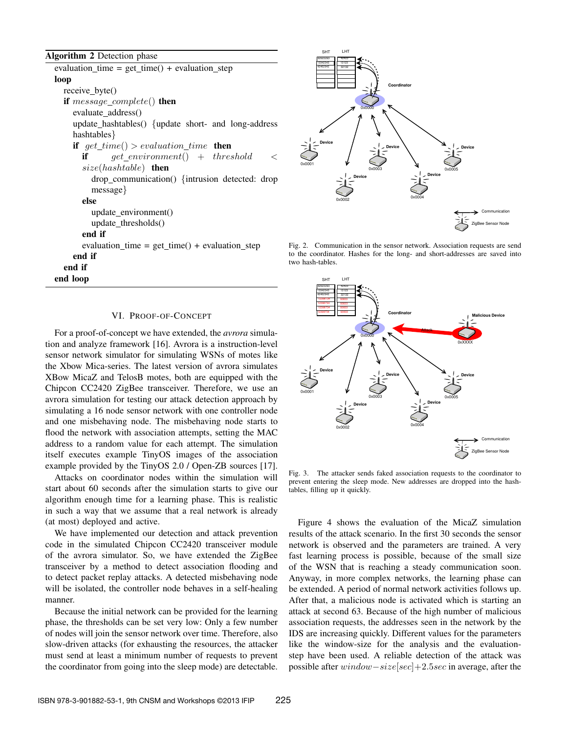**Algorithm 2** Detection phase

```
evaluation_time = get_time() + evaluation_step
loop
  receive_byte()
  if message_complete() then
    evaluate_address()
    update_hashtables() {update short- and long-address hashtables}
    if get_time() > evaluation_time then
      if get_environment() + threshold < size(hashtable) then
        drop_communication() {intrusion detected: drop message}
      else
        update_environment()
        update_thresholds()
      end if
      evaluation_time = get_time() + evaluation_step
    end if
  end if
end loop
```

Fig. 2. Communication in the sensor network. Association requests are send to the coordinator. Hashes for the long- and short-addresses are saved into two hash-tables.

Fig. 3. The attacker sends faked association requests to the coordinator to prevent entering the sleep mode. New addresses are dropped into the hash-tables, filling up it quickly.

## VI. Proof-of-Concept

For a proof-of-concept we have extended, the *avrora* simulation and analyze framework [16]. Avrora is a instruction-level sensor network simulator for simulating WSNs of motes like the Xbow Mica-series. The latest version of avrora simulates XBow MicaZ and TelosB motes, both are equipped with the Chipcon CC2420 ZigBee transceiver. Therefore, we use an avrora simulation for testing our attack detection approach by simulating a 16 node sensor network with one controller node and one misbehaving node. The misbehaving node starts to flood the network with association attempts, setting the MAC address to a random value for each attempt. The simulation itself executes example TinyOS images of the association example provided by the TinyOS 2.0 / Open-ZB sources [17].

Attacks on coordinator nodes within the simulation will start about 60 seconds after the simulation starts to give our algorithm enough time for a learning phase. This is realistic in such a way that we assume that a real network is already (at most) deployed and active.

We have implemented our detection and attack prevention code in the simulated Chipcon CC2420 transceiver module of the avrora simulator. So, we have extended the ZigBee transceiver by a method to detect association flooding and to detect packet replay attacks. A detected misbehaving node will be isolated, the controller node behaves in a self-healing manner.

Because the initial network can be provided for the learning phase, the thresholds can be set very low: Only a few number of nodes will join the sensor network over time. Therefore, also slow-driven attacks (for exhausting the resources, the attacker must send at least a minimum number of requests to prevent the coordinator from going into the sleep mode) are detectable.

Figure 4 shows the evaluation of the MicaZ simulation results of the attack scenario. In the first 30 seconds the sensor network is observed and the parameters are trained. A very fast learning process is possible, because of the small size of the WSN that is reaching a steady communication soon. Anyway, in more complex networks, the learning phase can be extended. A period of normal network activities follows up. After that, a malicious node is activated which is starting an attack at second 63. Because of the high number of malicious association requests, the addresses seen in the network by the IDS are increasing quickly. Different values for the parameters like the window-size for the analysis and the evaluation-step have been used. A reliable detection of the attack was possible after $window\!-\!size[sec]\!+\!2.5sec$ in average, after the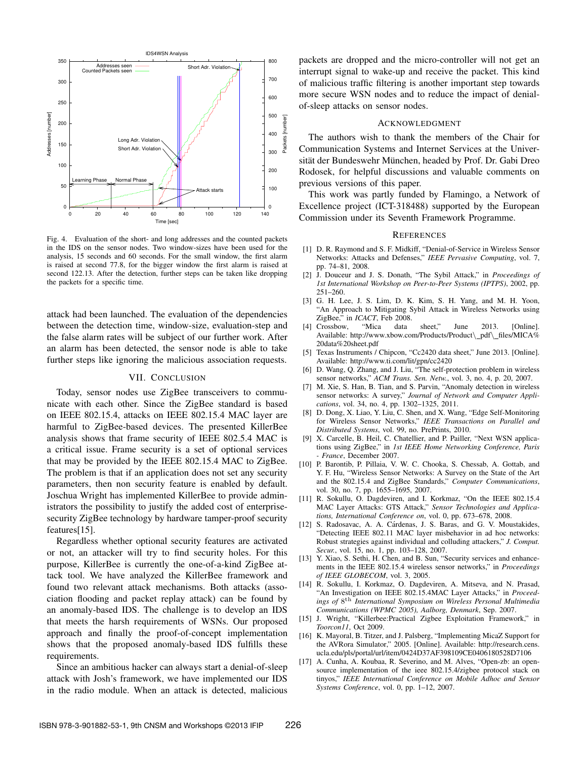IDS4WSN Analysis

Addresses seen
Counted Packets seen

Short Adr. Violation

Long Adr. Violation
Short Adr. Violation

Learning Phase
Normal Phase

Attack starts

Addresses [number]
Packets [number]
Time [sec]

0
50
100
150
200
250
300
350

0
100
200
300
400
500
600
700
800

0
20
40
60
80
100
120
140

Fig. 4. Evaluation of the short- and long addresses and the counted packets in the IDS on the sensor nodes. Two window-sizes have been used for the analysis, 15 seconds and 60 seconds. For the small window, the first alarm is raised at second 77.8, for the bigger window the first alarm is raised at second 122.13. After the detection, further steps can be taken like dropping the packets for a specific time.

attack had been launched. The evaluation of the dependencies between the detection time, window-size, evaluation-step and the false alarm rates will be subject of our further work. After an alarm has been detected, the sensor node is able to take further steps like ignoring the malicious association requests.

## VII. Conclusion

Today, sensor nodes use ZigBee transceivers to communicate with each other. Since the ZigBee standard is based on IEEE 802.15.4, attacks on IEEE 802.15.4 MAC layer are harmful to ZigBee-based devices. The presented KillerBee analysis shows that frame security of IEEE 802.5.4 MAC is a critical issue. Frame security is a set of optional services that may be provided by the IEEE 802.15.4 MAC to ZigBee. The problem is that if an application does not set any security parameters, then non security feature is enabled by default. Joschua Wright has implemented KillerBee to provide administrators the possibility to justify the added cost of enterprise-security ZigBee technology by hardware tamper-proof security features[15].

Regardless whether optional security features are activated or not, an attacker will try to find security holes. For this purpose, KillerBee is currently the one-of-a-kind ZigBee attack tool. We have analyzed the KillerBee framework and found two relevant attack mechanisms. Both attacks (association flooding and packet replay attack) can be found by an anomaly-based IDS. The challenge is to develop an IDS that meets the harsh requirements of WSNs. Our proposed approach and finally the proof-of-concept implementation shows that the proposed anomaly-based IDS fulfills these requirements.

Since an ambitious hacker can always start a denial-of-sleep attack with Josh's framework, we have implemented our IDS in the radio module. When an attack is detected, malicious packets are dropped and the micro-controller will not get an interrupt signal to wake-up and receive the packet. This kind of malicious traffic filtering is another important step towards more secure WSN nodes and to reduce the impact of denial-of-sleep attacks on sensor nodes.

## Acknowledgment

The authors wish to thank the members of the Chair for Communication Systems and Internet Services at the Universität der Bundeswehr München, headed by Prof. Dr. Gabi Dreo Rodosek, for helpful discussions and valuable comments on previous versions of this paper.

This work was partly funded by Flamingo, a Network of Excellence project (ICT-318488) supported by the European Commission under its Seventh Framework Programme.

## References

[1] D. R. Raymond and S. F. Midkiff, "Denial-of-Service in Wireless Sensor Networks: Attacks and Defenses," *IEEE Pervasive Computing*, vol. 7, pp. 74–81, 2008.

[2] J. Douceur and J. S. Donath, "The Sybil Attack," in *Proceedings of 1st International Workshop on Peer-to-Peer Systems (IPTPS)*, 2002, pp. 251–260.

[3] G. H. Lee, J. S. Lim, D. K. Kim, S. H. Yang, and M. H. Yoon, "An Approach to Mitigating Sybil Attack in Wireless Networks using ZigBee," in *ICACT*, Feb 2008.

[4] Crossbow, "Mica data sheet," June 2013. [Online]. Available: http://www.xbow.com/Products/Product\_pdf\_files/MICA%20data%20sheet.pdf

[5] Texas Instruments / Chipcon, "Cc2420 data sheet," June 2013. [Online]. Available: http://www.ti.com/lit/gpn/cc2420

[6] D. Wang, Q. Zhang, and J. Liu, "The self-protection problem in wireless sensor networks," *ACM Trans. Sen. Netw.*, vol. 3, no. 4, p. 20, 2007.

[7] M. Xie, S. Han, B. Tian, and S. Parvin, "Anomaly detection in wireless sensor networks: A survey," *Journal of Network and Computer Applications*, vol. 34, no. 4, pp. 1302–1325, 2011.

[8] D. Dong, X. Liao, Y. Liu, C. Shen, and X. Wang, "Edge Self-Monitoring for Wireless Sensor Networks," *IEEE Transactions on Parallel and Distributed Systems*, vol. 99, no. PrePrints, 2010.

[9] X. Carcelle, B. Heil, C. Chatellier, and P. Pailler, "Next WSN applications using ZigBee," in *1st IEEE Home Networking Conference, Paris - France*, December 2007.

[10] P. Barontib, P. Pillaia, V. W. C. Chooka, S. Chessab, A. Gottab, and Y. F. Hu, "Wireless Sensor Networks: A Survey on the State of the Art and the 802.15.4 and ZigBee Standards," *Computer Communications*, vol. 30, no. 7, pp. 1655–1695, 2007.

[11] R. Sokullu, O. Dagdeviren, and I. Korkmaz, "On the IEEE 802.15.4 MAC Layer Attacks: GTS Attack," *Sensor Technologies and Applications, International Conference on*, vol. 0, pp. 673–678, 2008.

[12] S. Radosavac, A. A. Cárdenas, J. S. Baras, and G. V. Moustakides, "Detecting IEEE 802.11 MAC layer misbehavior in ad hoc networks: Robust strategies against individual and colluding attackers," *J. Comput. Secur.*, vol. 15, no. 1, pp. 103–128, 2007.

[13] Y. Xiao, S. Sethi, H. Chen, and B. Sun, "Security services and enhancements in the IEEE 802.15.4 wireless sensor networks," in *Proceedings of IEEE GLOBECOM*, vol. 3, 2005.

[14] R. Sokullu, I. Korkmaz, O. Dagdeviren, A. Mitseva, and N. Prasad, "An Investigation on IEEE 802.15.4MAC Layer Attacks," in *Proceedings of 8$^{\text{th}}$ International Symposium on Wireless Personal Multimedia Communications (WPMC 2005), Aalborg, Denmark*, Sep. 2007.

[15] J. Wright, "Killerbee:Practical Zigbee Exploitation Framework," in *Toorcon11*, Oct 2009.

[16] K. Mayoral, B. Titzer, and J. Palsberg, "Implementing MicaZ Support for the AVRora Simulator," 2005. [Online]. Available: http://research.cens.ucla.edu/pls/portal/url/item/0424D37AF398109CE0406180528D7106

[17] A. Cunha, A. Koubaa, R. Severino, and M. Alves, "Open-zb: an open-source implementation of the ieee 802.15.4/zigbee protocol stack on tinyos," *IEEE International Conference on Mobile Adhoc and Sensor Systems Conference*, vol. 0, pp. 1–12, 2007.